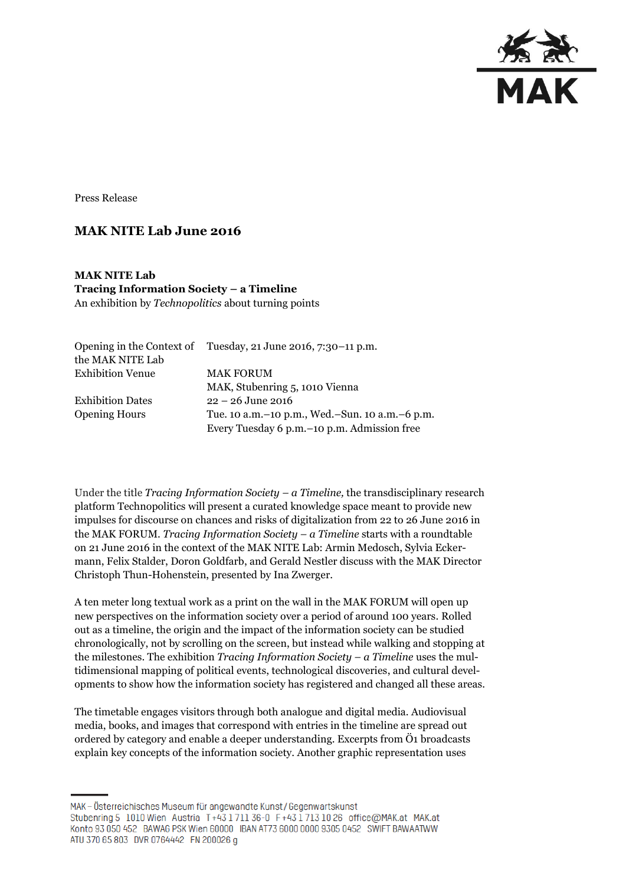Press Release

# MAK NITE Lab June 2016

**MAK NITE Lab**
**Tracing Information Society – a Timeline**
An exhibition by *Technopolitics* about turning points

| | |
|---|---|
| Opening in the Context of the MAK NITE Lab | Tuesday, 21 June 2016, 7:30–11 p.m. |
| Exhibition Venue | MAK FORUM<br>MAK, Stubenring 5, 1010 Vienna |
| Exhibition Dates | 22 – 26 June 2016 |
| Opening Hours | Tue. 10 a.m.–10 p.m., Wed.–Sun. 10 a.m.–6 p.m.<br>Every Tuesday 6 p.m.–10 p.m. Admission free |

Under the title *Tracing Information Society – a Timeline,* the transdisciplinary research platform Technopolitics will present a curated knowledge space meant to provide new impulses for discourse on chances and risks of digitalization from 22 to 26 June 2016 in the MAK FORUM. *Tracing Information Society – a Timeline* starts with a roundtable on 21 June 2016 in the context of the MAK NITE Lab: Armin Medosch, Sylvia Eckermann, Felix Stalder, Doron Goldfarb, and Gerald Nestler discuss with the MAK Director Christoph Thun-Hohenstein, presented by Ina Zwerger.

A ten meter long textual work as a print on the wall in the MAK FORUM will open up new perspectives on the information society over a period of around 100 years. Rolled out as a timeline, the origin and the impact of the information society can be studied chronologically, not by scrolling on the screen, but instead while walking and stopping at the milestones. The exhibition *Tracing Information Society – a Timeline* uses the multidimensional mapping of political events, technological discoveries, and cultural developments to show how the information society has registered and changed all these areas.

The timetable engages visitors through both analogue and digital media. Audiovisual media, books, and images that correspond with entries in the timeline are spread out ordered by category and enable a deeper understanding. Excerpts from Ö1 broadcasts explain key concepts of the information society. Another graphic representation uses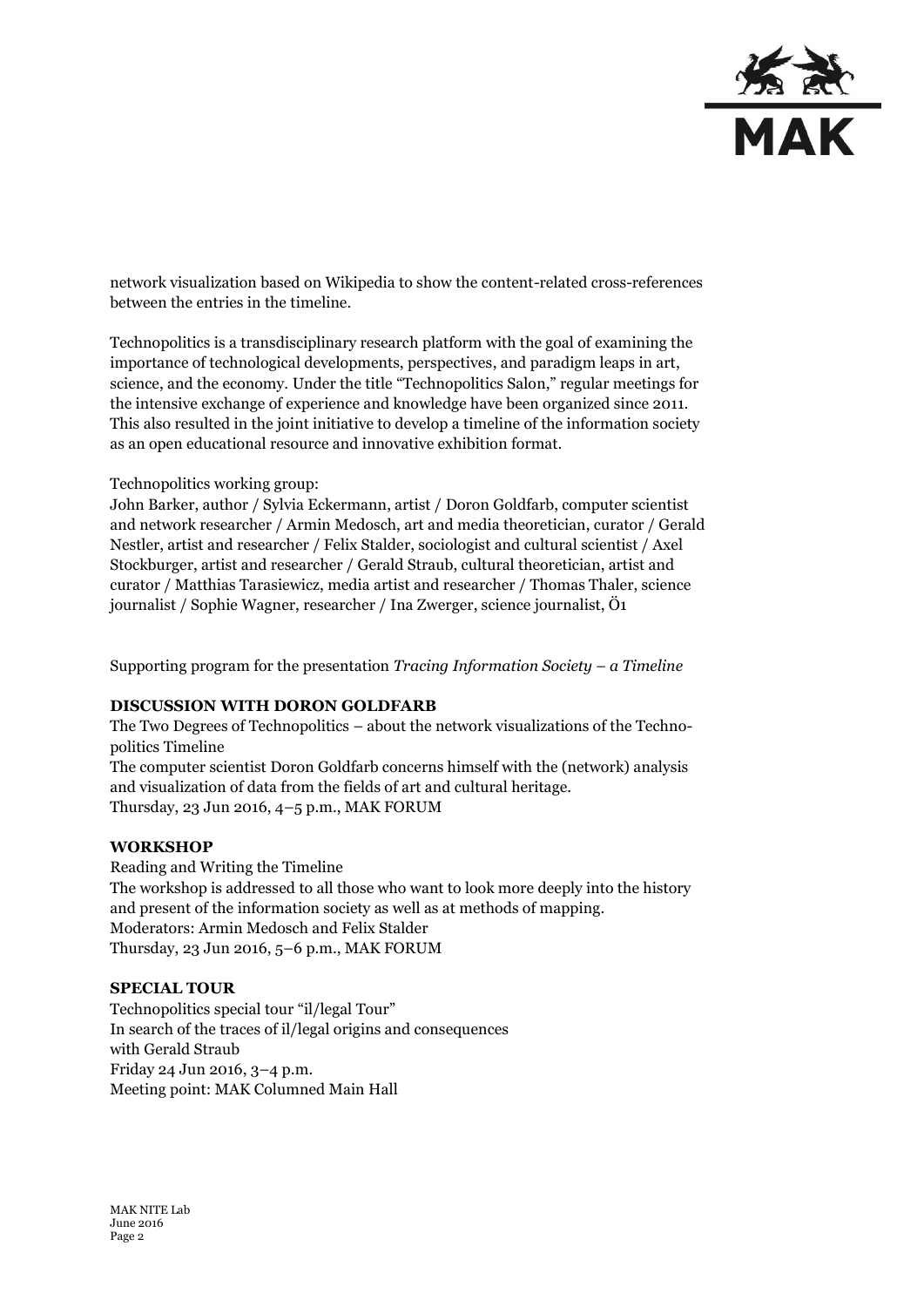network visualization based on Wikipedia to show the content-related cross-references between the entries in the timeline.

Technopolitics is a transdisciplinary research platform with the goal of examining the importance of technological developments, perspectives, and paradigm leaps in art, science, and the economy. Under the title "Technopolitics Salon," regular meetings for the intensive exchange of experience and knowledge have been organized since 2011. This also resulted in the joint initiative to develop a timeline of the information society as an open educational resource and innovative exhibition format.

Technopolitics working group:
John Barker, author / Sylvia Eckermann, artist / Doron Goldfarb, computer scientist and network researcher / Armin Medosch, art and media theoretician, curator / Gerald Nestler, artist and researcher / Felix Stalder, sociologist and cultural scientist / Axel Stockburger, artist and researcher / Gerald Straub, cultural theoretician, artist and curator / Matthias Tarasiewicz, media artist and researcher / Thomas Thaler, science journalist / Sophie Wagner, researcher / Ina Zwerger, science journalist, Ö1

Supporting program for the presentation *Tracing Information Society – a Timeline*

**DISCUSSION WITH DORON GOLDFARB**

The Two Degrees of Technopolitics – about the network visualizations of the Technopolitics Timeline
The computer scientist Doron Goldfarb concerns himself with the (network) analysis and visualization of data from the fields of art and cultural heritage.
Thursday, 23 Jun 2016, 4–5 p.m., MAK FORUM

**WORKSHOP**

Reading and Writing the Timeline
The workshop is addressed to all those who want to look more deeply into the history and present of the information society as well as at methods of mapping.
Moderators: Armin Medosch and Felix Stalder
Thursday, 23 Jun 2016, 5–6 p.m., MAK FORUM

**SPECIAL TOUR**

Technopolitics special tour "il/legal Tour"
In search of the traces of il/legal origins and consequences
with Gerald Straub
Friday 24 Jun 2016, 3–4 p.m.
Meeting point: MAK Columned Main Hall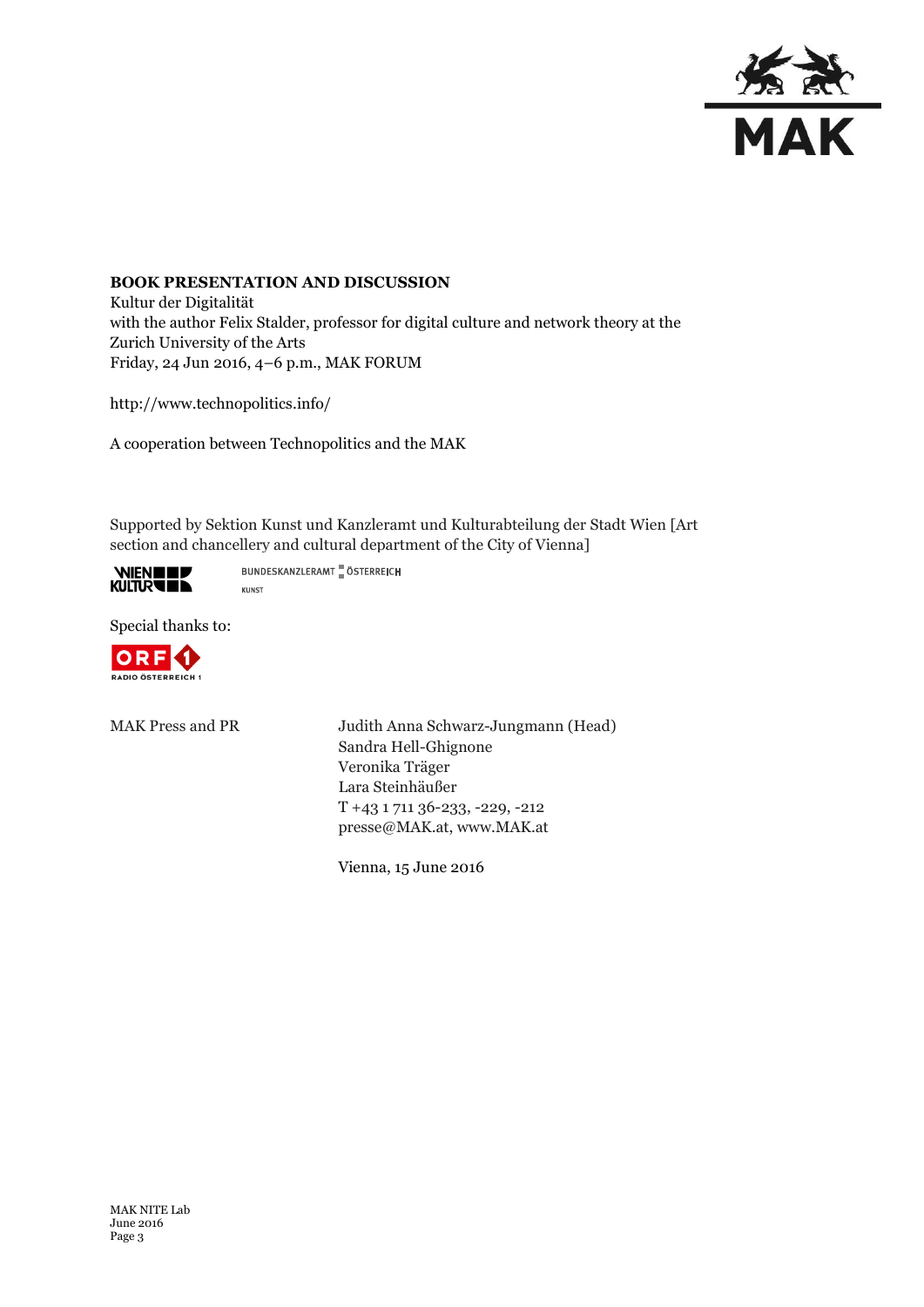**BOOK PRESENTATION AND DISCUSSION**
Kultur der Digitalität
with the author Felix Stalder, professor for digital culture and network theory at the Zurich University of the Arts
Friday, 24 Jun 2016, 4–6 p.m., MAK FORUM

http://www.technopolitics.info/

A cooperation between Technopolitics and the MAK

Supported by Sektion Kunst und Kanzleramt und Kulturabteilung der Stadt Wien [Art section and chancellery and cultural department of the City of Vienna]

Special thanks to:

MAK Press and PR

Judith Anna Schwarz-Jungmann (Head)
Sandra Hell-Ghignone
Veronika Träger
Lara Steinhäußer
T +43 1 711 36-233, -229, -212
presse@MAK.at, www.MAK.at

Vienna, 15 June 2016